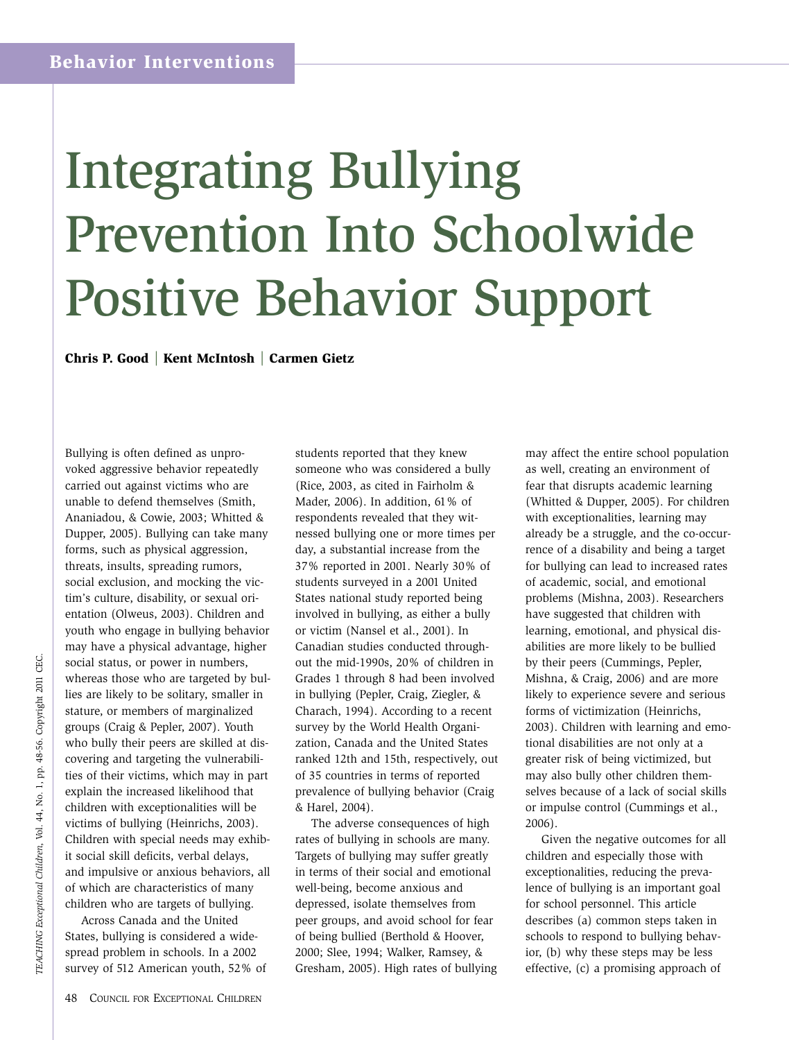Behavior Interventions

# Integrating Bullying Prevention Into Schoolwide Positive Behavior Support

**Chris P. Good** | **Kent McIntosh** | **Carmen Gietz**

Bullying is often defined as unprovoked aggressive behavior repeatedly carried out against victims who are unable to defend themselves (Smith, Ananiadou, & Cowie, 2003; Whitted & Dupper, 2005). Bullying can take many forms, such as physical aggression, threats, insults, spreading rumors, social exclusion, and mocking the victim's culture, disability, or sexual orientation (Olweus, 2003). Children and youth who engage in bullying behavior may have a physical advantage, higher social status, or power in numbers, whereas those who are targeted by bullies are likely to be solitary, smaller in stature, or members of marginalized groups (Craig & Pepler, 2007). Youth who bully their peers are skilled at discovering and targeting the vulnerabilities of their victims, which may in part explain the increased likelihood that children with exceptionalities will be victims of bullying (Heinrichs, 2003). Children with special needs may exhibit social skill deficits, verbal delays, and impulsive or anxious behaviors, all of which are characteristics of many children who are targets of bullying.

Across Canada and the United States, bullying is considered a widespread problem in schools. In a 2002 survey of 512 American youth, 52% of students reported that they knew someone who was considered a bully (Rice, 2003, as cited in Fairholm & Mader, 2006). In addition, 61% of respondents revealed that they witnessed bullying one or more times per day, a substantial increase from the 37% reported in 2001. Nearly 30% of students surveyed in a 2001 United States national study reported being involved in bullying, as either a bully or victim (Nansel et al., 2001). In Canadian studies conducted throughout the mid-1990s, 20% of children in Grades 1 through 8 had been involved in bullying (Pepler, Craig, Ziegler, & Charach, 1994). According to a recent survey by the World Health Organization, Canada and the United States ranked 12th and 15th, respectively, out of 35 countries in terms of reported prevalence of bullying behavior (Craig & Harel, 2004).

The adverse consequences of high rates of bullying in schools are many. Targets of bullying may suffer greatly in terms of their social and emotional well-being, become anxious and depressed, isolate themselves from peer groups, and avoid school for fear of being bullied (Berthold & Hoover, 2000; Slee, 1994; Walker, Ramsey, & Gresham, 2005). High rates of bullying may affect the entire school population as well, creating an environment of fear that disrupts academic learning (Whitted & Dupper, 2005). For children with exceptionalities, learning may already be a struggle, and the co-occurrence of a disability and being a target for bullying can lead to increased rates of academic, social, and emotional problems (Mishna, 2003). Researchers have suggested that children with learning, emotional, and physical disabilities are more likely to be bullied by their peers (Cummings, Pepler, Mishna, & Craig, 2006) and are more likely to experience severe and serious forms of victimization (Heinrichs, 2003). Children with learning and emotional disabilities are not only at a greater risk of being victimized, but may also bully other children themselves because of a lack of social skills or impulse control (Cummings et al., 2006).

Given the negative outcomes for all children and especially those with exceptionalities, reducing the prevalence of bullying is an important goal for school personnel. This article describes (a) common steps taken in schools to respond to bullying behavior, (b) why these steps may be less effective, (c) a promising approach of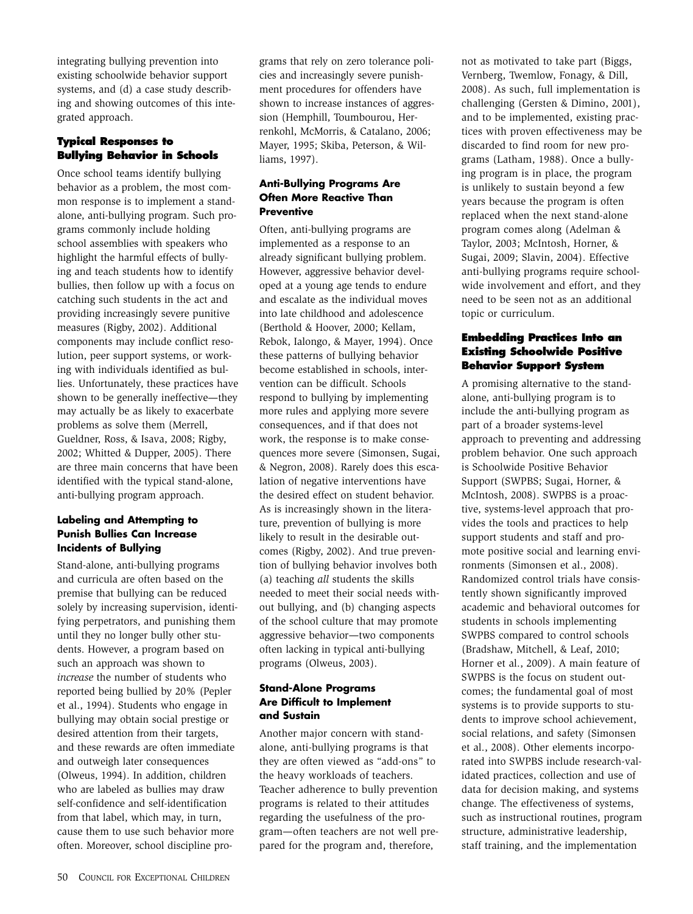integrating bullying prevention into existing schoolwide behavior support systems, and (d) a case study describing and showing outcomes of this integrated approach.

## Typical Responses to Bullying Behavior in Schools

Once school teams identify bullying behavior as a problem, the most common response is to implement a stand-alone, anti-bullying program. Such programs commonly include holding school assemblies with speakers who highlight the harmful effects of bullying and teach students how to identify bullies, then follow up with a focus on catching such students in the act and providing increasingly severe punitive measures (Rigby, 2002). Additional components may include conflict resolution, peer support systems, or working with individuals identified as bullies. Unfortunately, these practices have shown to be generally ineffective—they may actually be as likely to exacerbate problems as solve them (Merrell, Gueldner, Ross, & Isava, 2008; Rigby, 2002; Whitted & Dupper, 2005). There are three main concerns that have been identified with the typical stand-alone, anti-bullying program approach.

### Labeling and Attempting to Punish Bullies Can Increase Incidents of Bullying

Stand-alone, anti-bullying programs and curricula are often based on the premise that bullying can be reduced solely by increasing supervision, identifying perpetrators, and punishing them until they no longer bully other students. However, a program based on such an approach was shown to *increase* the number of students who reported being bullied by 20% (Pepler et al., 1994). Students who engage in bullying may obtain social prestige or desired attention from their targets, and these rewards are often immediate and outweigh later consequences (Olweus, 1994). In addition, children who are labeled as bullies may draw self-confidence and self-identification from that label, which may, in turn, cause them to use such behavior more often. Moreover, school discipline programs that rely on zero tolerance policies and increasingly severe punishment procedures for offenders have shown to increase instances of aggression (Hemphill, Toumbourou, Herrenkohl, McMorris, & Catalano, 2006; Mayer, 1995; Skiba, Peterson, & Williams, 1997).

### Anti-Bullying Programs Are Often More Reactive Than Preventive

Often, anti-bullying programs are implemented as a response to an already significant bullying problem. However, aggressive behavior developed at a young age tends to endure and escalate as the individual moves into late childhood and adolescence (Berthold & Hoover, 2000; Kellam, Rebok, Ialongo, & Mayer, 1994). Once these patterns of bullying behavior become established in schools, intervention can be difficult. Schools respond to bullying by implementing more rules and applying more severe consequences, and if that does not work, the response is to make consequences more severe (Simonsen, Sugai, & Negron, 2008). Rarely does this escalation of negative interventions have the desired effect on student behavior. As is increasingly shown in the literature, prevention of bullying is more likely to result in the desirable outcomes (Rigby, 2002). And true prevention of bullying behavior involves both (a) teaching *all* students the skills needed to meet their social needs without bullying, and (b) changing aspects of the school culture that may promote aggressive behavior—two components often lacking in typical anti-bullying programs (Olweus, 2003).

### Stand-Alone Programs Are Difficult to Implement and Sustain

Another major concern with stand-alone, anti-bullying programs is that they are often viewed as "add-ons" to the heavy workloads of teachers. Teacher adherence to bully prevention programs is related to their attitudes regarding the usefulness of the program—often teachers are not well prepared for the program and, therefore, not as motivated to take part (Biggs, Vernberg, Twemlow, Fonagy, & Dill, 2008). As such, full implementation is challenging (Gersten & Dimino, 2001), and to be implemented, existing practices with proven effectiveness may be discarded to find room for new programs (Latham, 1988). Once a bullying program is in place, the program is unlikely to sustain beyond a few years because the program is often replaced when the next stand-alone program comes along (Adelman & Taylor, 2003; McIntosh, Horner, & Sugai, 2009; Slavin, 2004). Effective anti-bullying programs require schoolwide involvement and effort, and they need to be seen not as an additional topic or curriculum.

## Embedding Practices Into an Existing Schoolwide Positive Behavior Support System

A promising alternative to the stand-alone, anti-bullying program is to include the anti-bullying program as part of a broader systems-level approach to preventing and addressing problem behavior. One such approach is Schoolwide Positive Behavior Support (SWPBS; Sugai, Horner, & McIntosh, 2008). SWPBS is a proactive, systems-level approach that provides the tools and practices to help support students and staff and promote positive social and learning environments (Simonsen et al., 2008). Randomized control trials have consistently shown significantly improved academic and behavioral outcomes for students in schools implementing SWPBS compared to control schools (Bradshaw, Mitchell, & Leaf, 2010; Horner et al., 2009). A main feature of SWPBS is the focus on student outcomes; the fundamental goal of most systems is to provide supports to students to improve school achievement, social relations, and safety (Simonsen et al., 2008). Other elements incorporated into SWPBS include research-validated practices, collection and use of data for decision making, and systems change. The effectiveness of systems, such as instructional routines, program structure, administrative leadership, staff training, and the implementation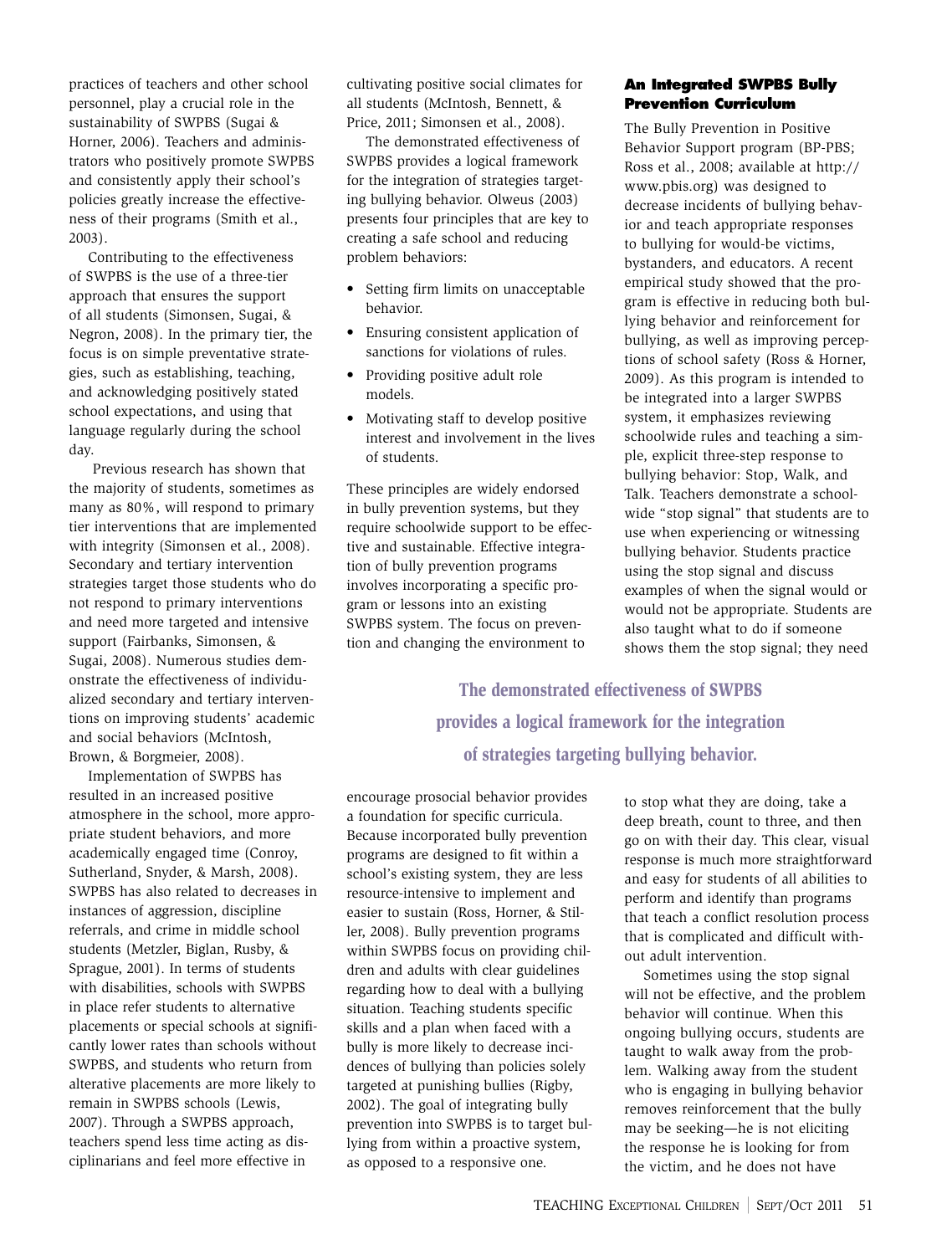practices of teachers and other school personnel, play a crucial role in the sustainability of SWPBS (Sugai & Horner, 2006). Teachers and administrators who positively promote SWPBS and consistently apply their school's policies greatly increase the effectiveness of their programs (Smith et al., 2003).

Contributing to the effectiveness of SWPBS is the use of a three-tier approach that ensures the support of all students (Simonsen, Sugai, & Negron, 2008). In the primary tier, the focus is on simple preventative strategies, such as establishing, teaching, and acknowledging positively stated school expectations, and using that language regularly during the school day.

Previous research has shown that the majority of students, sometimes as many as 80%, will respond to primary tier interventions that are implemented with integrity (Simonsen et al., 2008). Secondary and tertiary intervention strategies target those students who do not respond to primary interventions and need more targeted and intensive support (Fairbanks, Simonsen, & Sugai, 2008). Numerous studies demonstrate the effectiveness of individualized secondary and tertiary interventions on improving students' academic and social behaviors (McIntosh, Brown, & Borgmeier, 2008).

Implementation of SWPBS has resulted in an increased positive atmosphere in the school, more appropriate student behaviors, and more academically engaged time (Conroy, Sutherland, Snyder, & Marsh, 2008). SWPBS has also related to decreases in instances of aggression, discipline referrals, and crime in middle school students (Metzler, Biglan, Rusby, & Sprague, 2001). In terms of students with disabilities, schools with SWPBS in place refer students to alternative placements or special schools at significantly lower rates than schools without SWPBS, and students who return from alerative placements are more likely to remain in SWPBS schools (Lewis, 2007). Through a SWPBS approach, teachers spend less time acting as disciplinarians and feel more effective in cultivating positive social climates for all students (McIntosh, Bennett, & Price, 2011; Simonsen et al., 2008).

The demonstrated effectiveness of SWPBS provides a logical framework for the integration of strategies targeting bullying behavior. Olweus (2003) presents four principles that are key to creating a safe school and reducing problem behaviors:

- Setting firm limits on unacceptable behavior.
- Ensuring consistent application of sanctions for violations of rules.
- Providing positive adult role models.
- Motivating staff to develop positive interest and involvement in the lives of students.

These principles are widely endorsed in bully prevention systems, but they require schoolwide support to be effective and sustainable. Effective integration of bully prevention programs involves incorporating a specific program or lessons into an existing SWPBS system. The focus on prevention and changing the environment to encourage prosocial behavior provides a foundation for specific curricula. Because incorporated bully prevention programs are designed to fit within a school's existing system, they are less resource-intensive to implement and easier to sustain (Ross, Horner, & Stiller, 2008). Bully prevention programs within SWPBS focus on providing children and adults with clear guidelines regarding how to deal with a bullying situation. Teaching students specific skills and a plan when faced with a bully is more likely to decrease incidences of bullying than policies solely targeted at punishing bullies (Rigby, 2002). The goal of integrating bully prevention into SWPBS is to target bullying from within a proactive system, as opposed to a responsive one.

**The demonstrated effectiveness of SWPBS provides a logical framework for the integration of strategies targeting bullying behavior.**

### An Integrated SWPBS Bully Prevention Curriculum

The Bully Prevention in Positive Behavior Support program (BP-PBS; Ross et al., 2008; available at http://www.pbis.org) was designed to decrease incidents of bullying behavior and teach appropriate responses to bullying for would-be victims, bystanders, and educators. A recent empirical study showed that the program is effective in reducing both bullying behavior and reinforcement for bullying, as well as improving perceptions of school safety (Ross & Horner, 2009). As this program is intended to be integrated into a larger SWPBS system, it emphasizes reviewing schoolwide rules and teaching a simple, explicit three-step response to bullying behavior: Stop, Walk, and Talk. Teachers demonstrate a schoolwide "stop signal" that students are to use when experiencing or witnessing bullying behavior. Students practice using the stop signal and discuss examples of when the signal would or would not be appropriate. Students are also taught what to do if someone shows them the stop signal; they need to stop what they are doing, take a deep breath, count to three, and then go on with their day. This clear, visual response is much more straightforward and easy for students of all abilities to perform and identify than programs that teach a conflict resolution process that is complicated and difficult without adult intervention.

Sometimes using the stop signal will not be effective, and the problem behavior will continue. When this ongoing bullying occurs, students are taught to walk away from the problem. Walking away from the student who is engaging in bullying behavior removes reinforcement that the bully may be seeking—he is not eliciting the response he is looking for from the victim, and he does not have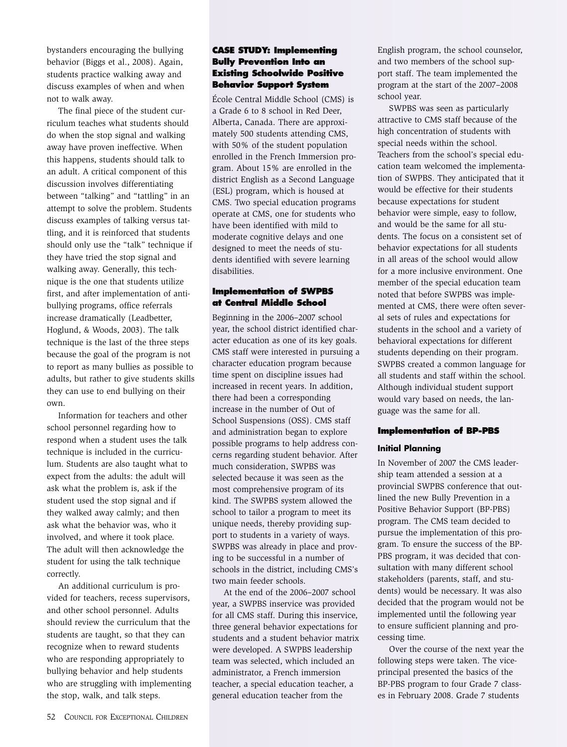bystanders encouraging the bullying behavior (Biggs et al., 2008). Again, students practice walking away and discuss examples of when and when not to walk away.

The final piece of the student curriculum teaches what students should do when the stop signal and walking away have proven ineffective. When this happens, students should talk to an adult. A critical component of this discussion involves differentiating between "talking" and "tattling" in an attempt to solve the problem. Students discuss examples of talking versus tattling, and it is reinforced that students should only use the "talk" technique if they have tried the stop signal and walking away. Generally, this technique is the one that students utilize first, and after implementation of anti-bullying programs, office referrals increase dramatically (Leadbetter, Hoglund, & Woods, 2003). The talk technique is the last of the three steps because the goal of the program is not to report as many bullies as possible to adults, but rather to give students skills they can use to end bullying on their own.

Information for teachers and other school personnel regarding how to respond when a student uses the talk technique is included in the curriculum. Students are also taught what to expect from the adults: the adult will ask what the problem is, ask if the student used the stop signal and if they walked away calmly; and then ask what the behavior was, who it involved, and where it took place. The adult will then acknowledge the student for using the talk technique correctly.

An additional curriculum is provided for teachers, recess supervisors, and other school personnel. Adults should review the curriculum that the students are taught, so that they can recognize when to reward students who are responding appropriately to bullying behavior and help students who are struggling with implementing the stop, walk, and talk steps.

## CASE STUDY: Implementing Bully Prevention Into an Existing Schoolwide Positive Behavior Support System

École Central Middle School (CMS) is a Grade 6 to 8 school in Red Deer, Alberta, Canada. There are approximately 500 students attending CMS, with 50% of the student population enrolled in the French Immersion program. About 15% are enrolled in the district English as a Second Language (ESL) program, which is housed at CMS. Two special education programs operate at CMS, one for students who have been identified with mild to moderate cognitive delays and one designed to meet the needs of students identified with severe learning disabilities.

### Implementation of SWPBS at Central Middle School

Beginning in the 2006–2007 school year, the school district identified character education as one of its key goals. CMS staff were interested in pursuing a character education program because time spent on discipline issues had increased in recent years. In addition, there had been a corresponding increase in the number of Out of School Suspensions (OSS). CMS staff and administration began to explore possible programs to help address concerns regarding student behavior. After much consideration, SWPBS was selected because it was seen as the most comprehensive program of its kind. The SWPBS system allowed the school to tailor a program to meet its unique needs, thereby providing support to students in a variety of ways. SWPBS was already in place and proving to be successful in a number of schools in the district, including CMS's two main feeder schools.

At the end of the 2006–2007 school year, a SWPBS inservice was provided for all CMS staff. During this inservice, three general behavior expectations for students and a student behavior matrix were developed. A SWPBS leadership team was selected, which included an administrator, a French immersion teacher, a special education teacher, a general education teacher from the English program, the school counselor, and two members of the school support staff. The team implemented the program at the start of the 2007–2008 school year.

SWPBS was seen as particularly attractive to CMS staff because of the high concentration of students with special needs within the school. Teachers from the school's special education team welcomed the implementation of SWPBS. They anticipated that it would be effective for their students because expectations for student behavior were simple, easy to follow, and would be the same for all students. The focus on a consistent set of behavior expectations for all students in all areas of the school would allow for a more inclusive environment. One member of the special education team noted that before SWPBS was implemented at CMS, there were often several sets of rules and expectations for students in the school and a variety of behavioral expectations for different students depending on their program. SWPBS created a common language for all students and staff within the school. Although individual student support would vary based on needs, the language was the same for all.

### Implementation of BP-PBS

#### Initial Planning

In November of 2007 the CMS leadership team attended a session at a provincial SWPBS conference that outlined the new Bully Prevention in a Positive Behavior Support (BP-PBS) program. The CMS team decided to pursue the implementation of this program. To ensure the success of the BP-PBS program, it was decided that consultation with many different school stakeholders (parents, staff, and students) would be necessary. It was also decided that the program would not be implemented until the following year to ensure sufficient planning and processing time.

Over the course of the next year the following steps were taken. The vice-principal presented the basics of the BP-PBS program to four Grade 7 classes in February 2008. Grade 7 students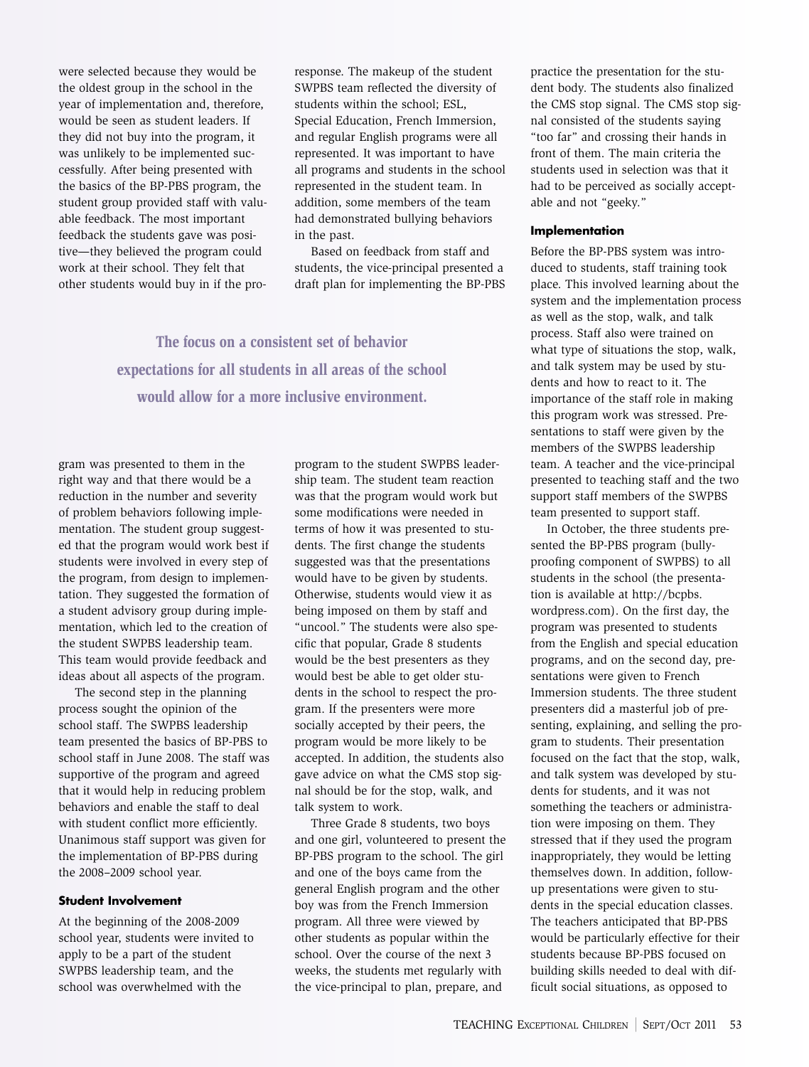were selected because they would be the oldest group in the school in the year of implementation and, therefore, would be seen as student leaders. If they did not buy into the program, it was unlikely to be implemented successfully. After being presented with the basics of the BP-PBS program, the student group provided staff with valuable feedback. The most important feedback the students gave was positive—they believed the program could work at their school. They felt that other students would buy in if the program was presented to them in the right way and that there would be a reduction in the number and severity of problem behaviors following implementation. The student group suggested that the program would work best if students were involved in every step of the program, from design to implementation. They suggested the formation of a student advisory group during implementation, which led to the creation of the student SWPBS leadership team. This team would provide feedback and ideas about all aspects of the program.

The second step in the planning process sought the opinion of the school staff. The SWPBS leadership team presented the basics of BP-PBS to school staff in June 2008. The staff was supportive of the program and agreed that it would help in reducing problem behaviors and enable the staff to deal with student conflict more efficiently. Unanimous staff support was given for the implementation of BP-PBS during the 2008–2009 school year.

**Student Involvement**

At the beginning of the 2008-2009 school year, students were invited to apply to be a part of the student SWPBS leadership team, and the school was overwhelmed with the response. The makeup of the student SWPBS team reflected the diversity of students within the school; ESL, Special Education, French Immersion, and regular English programs were all represented. It was important to have all programs and students in the school represented in the student team. In addition, some members of the team had demonstrated bullying behaviors in the past.

Based on feedback from staff and students, the vice-principal presented a draft plan for implementing the BP-PBS program to the student SWPBS leadership team. The student team reaction was that the program would work but some modifications were needed in terms of how it was presented to students. The first change the students suggested was that the presentations would have to be given by students. Otherwise, students would view it as being imposed on them by staff and "uncool." The students were also specific that popular, Grade 8 students would be the best presenters as they would best be able to get older students in the school to respect the program. If the presenters were more socially accepted by their peers, the program would be more likely to be accepted. In addition, the students also gave advice on what the CMS stop signal should be for the stop, walk, and talk system to work.

Three Grade 8 students, two boys and one girl, volunteered to present the BP-PBS program to the school. The girl and one of the boys came from the general English program and the other boy was from the French Immersion program. All three were viewed by other students as popular within the school. Over the course of the next 3 weeks, the students met regularly with the vice-principal to plan, prepare, and practice the presentation for the student body. The students also finalized the CMS stop signal. The CMS stop signal consisted of the students saying "too far" and crossing their hands in front of them. The main criteria the students used in selection was that it had to be perceived as socially acceptable and not "geeky."

**The focus on a consistent set of behavior expectations for all students in all areas of the school would allow for a more inclusive environment.**

**Implementation**

Before the BP-PBS system was introduced to students, staff training took place. This involved learning about the system and the implementation process as well as the stop, walk, and talk process. Staff also were trained on what type of situations the stop, walk, and talk system may be used by students and how to react to it. The importance of the staff role in making this program work was stressed. Presentations to staff were given by the members of the SWPBS leadership team. A teacher and the vice-principal presented to teaching staff and the two support staff members of the SWPBS team presented to support staff.

In October, the three students presented the BP-PBS program (bully-proofing component of SWPBS) to all students in the school (the presentation is available at http://bcpbs.wordpress.com). On the first day, the program was presented to students from the English and special education programs, and on the second day, presentations were given to French Immersion students. The three student presenters did a masterful job of presenting, explaining, and selling the program to students. Their presentation focused on the fact that the stop, walk, and talk system was developed by students for students, and it was not something the teachers or administration were imposing on them. They stressed that if they used the program inappropriately, they would be letting themselves down. In addition, follow-up presentations were given to students in the special education classes. The teachers anticipated that BP-PBS would be particularly effective for their students because BP-PBS focused on building skills needed to deal with difficult social situations, as opposed to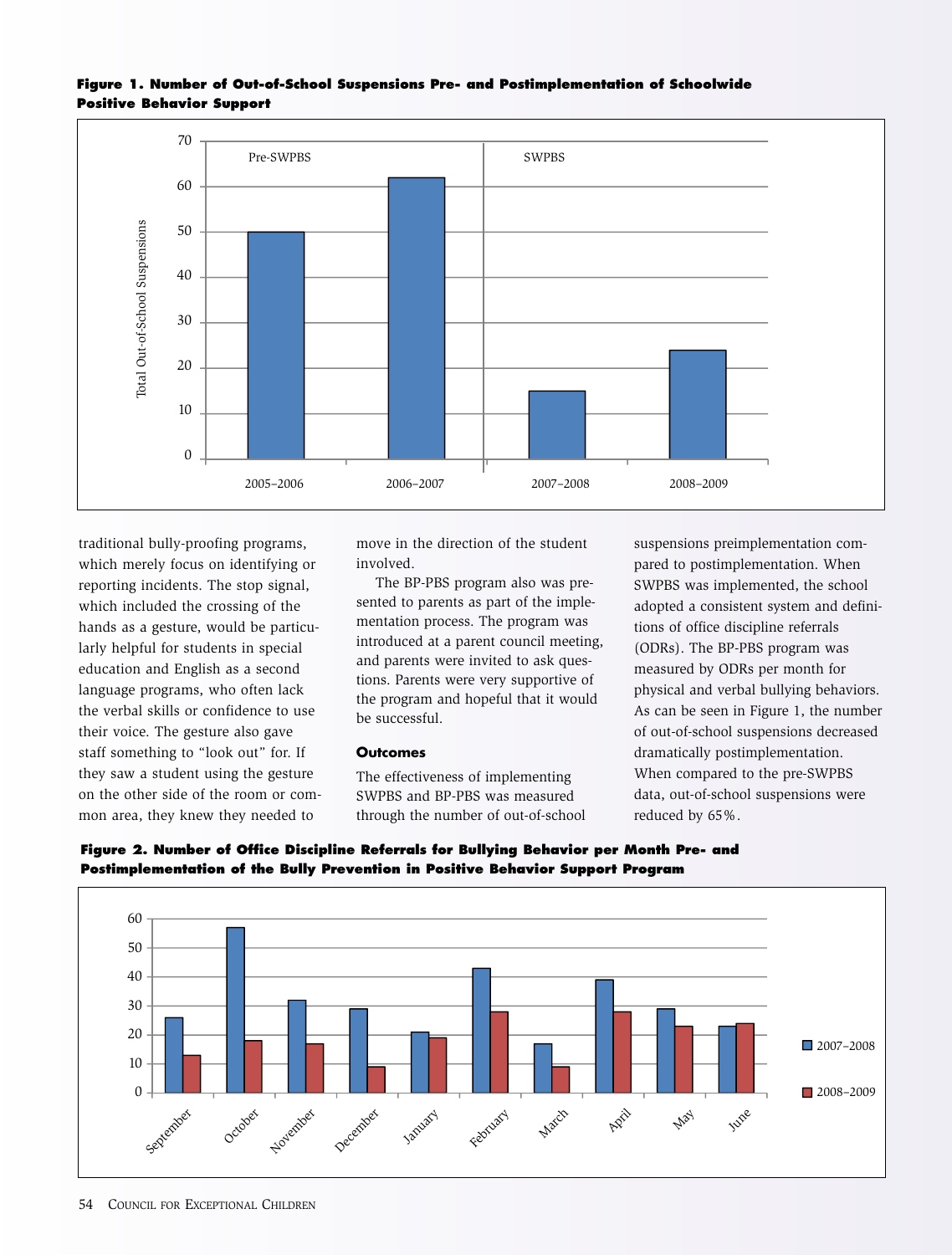**Figure 1. Number of Out-of-School Suspensions Pre- and Postimplementation of Schoolwide Positive Behavior Support**

traditional bully-proofing programs, which merely focus on identifying or reporting incidents. The stop signal, which included the crossing of the hands as a gesture, would be particularly helpful for students in special education and English as a second language programs, who often lack the verbal skills or confidence to use their voice. The gesture also gave staff something to "look out" for. If they saw a student using the gesture on the other side of the room or common area, they knew they needed to move in the direction of the student involved.

The BP-PBS program also was presented to parents as part of the implementation process. The program was introduced at a parent council meeting, and parents were invited to ask questions. Parents were very supportive of the program and hopeful that it would be successful.

### Outcomes

The effectiveness of implementing SWPBS and BP-PBS was measured through the number of out-of-school suspensions preimplementation compared to postimplementation. When SWPBS was implemented, the school adopted a consistent system and definitions of office discipline referrals (ODRs). The BP-PBS program was measured by ODRs per month for physical and verbal bullying behaviors. As can be seen in Figure 1, the number of out-of-school suspensions decreased dramatically postimplementation. When compared to the pre-SWPBS data, out-of-school suspensions were reduced by 65%.

**Figure 2. Number of Office Discipline Referrals for Bullying Behavior per Month Pre- and Postimplementation of the Bully Prevention in Positive Behavior Support Program**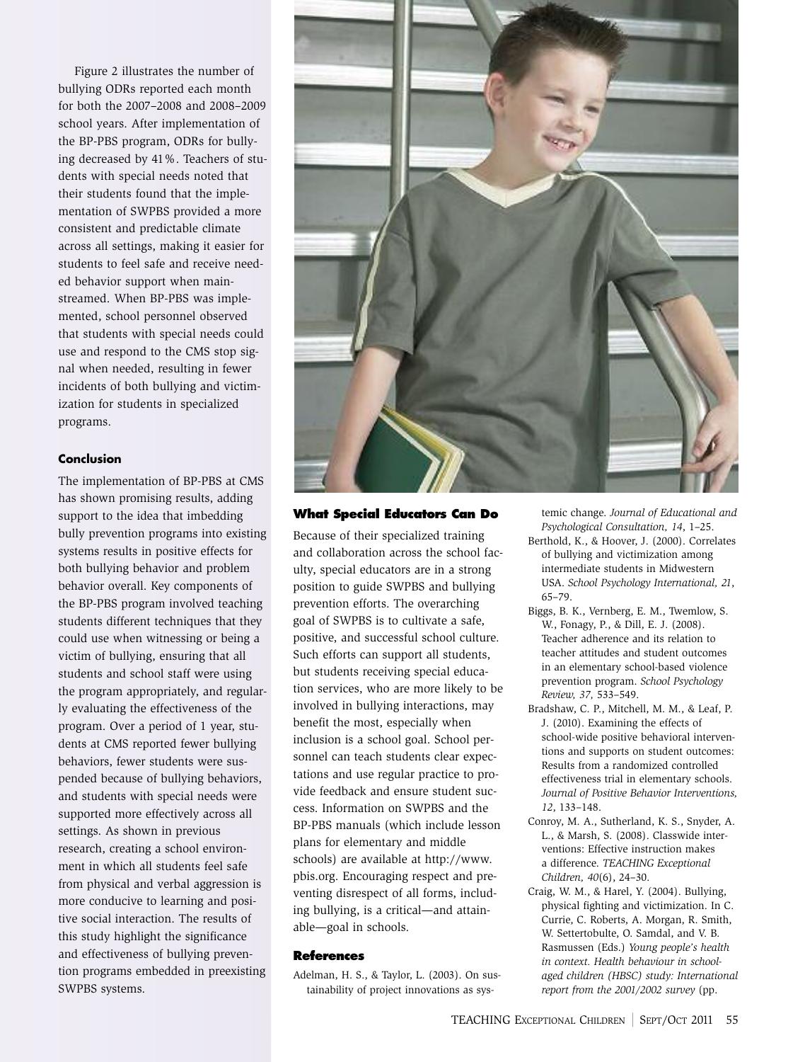Figure 2 illustrates the number of bullying ODRs reported each month for both the 2007–2008 and 2008–2009 school years. After implementation of the BP-PBS program, ODRs for bullying decreased by 41%. Teachers of students with special needs noted that their students found that the implementation of SWPBS provided a more consistent and predictable climate across all settings, making it easier for students to feel safe and receive needed behavior support when mainstreamed. When BP-PBS was implemented, school personnel observed that students with special needs could use and respond to the CMS stop signal when needed, resulting in fewer incidents of both bullying and victimization for students in specialized programs.

#### Conclusion

The implementation of BP-PBS at CMS has shown promising results, adding support to the idea that imbedding bully prevention programs into existing systems results in positive effects for both bullying behavior and problem behavior overall. Key components of the BP-PBS program involved teaching students different techniques that they could use when witnessing or being a victim of bullying, ensuring that all students and school staff were using the program appropriately, and regularly evaluating the effectiveness of the program. Over a period of 1 year, students at CMS reported fewer bullying behaviors, fewer students were suspended because of bullying behaviors, and students with special needs were supported more effectively across all settings. As shown in previous research, creating a school environment in which all students feel safe from physical and verbal aggression is more conducive to learning and positive social interaction. The results of this study highlight the significance and effectiveness of bullying prevention programs embedded in preexisting SWPBS systems.

### What Special Educators Can Do

Because of their specialized training and collaboration across the school faculty, special educators are in a strong position to guide SWPBS and bullying prevention efforts. The overarching goal of SWPBS is to cultivate a safe, positive, and successful school culture. Such efforts can support all students, but students receiving special education services, who are more likely to be involved in bullying interactions, may benefit the most, especially when inclusion is a school goal. School personnel can teach students clear expectations and use regular practice to provide feedback and ensure student success. Information on SWPBS and the BP-PBS manuals (which include lesson plans for elementary and middle schools) are available at http://www.pbis.org. Encouraging respect and preventing disrespect of all forms, including bullying, is a critical—and attainable—goal in schools.

### References

Adelman, H. S., & Taylor, L. (2003). On sustainability of project innovations as systemic change. *Journal of Educational and Psychological Consultation, 14*, 1–25.

Berthold, K., & Hoover, J. (2000). Correlates of bullying and victimization among intermediate students in Midwestern USA. *School Psychology International, 21*, 65–79.

Biggs, B. K., Vernberg, E. M., Twemlow, S. W., Fonagy, P., & Dill, E. J. (2008). Teacher adherence and its relation to teacher attitudes and student outcomes in an elementary school-based violence prevention program. *School Psychology Review, 37*, 533–549.

Bradshaw, C. P., Mitchell, M. M., & Leaf, P. J. (2010). Examining the effects of school-wide positive behavioral interventions and supports on student outcomes: Results from a randomized controlled effectiveness trial in elementary schools. *Journal of Positive Behavior Interventions, 12*, 133–148.

Conroy, M. A., Sutherland, K. S., Snyder, A. L., & Marsh, S. (2008). Classwide interventions: Effective instruction makes a difference. *TEACHING Exceptional Children, 40*(6), 24–30.

Craig, W. M., & Harel, Y. (2004). Bullying, physical fighting and victimization. In C. Currie, C. Roberts, A. Morgan, R. Smith, W. Settertobulte, O. Samdal, and V. B. Rasmussen (Eds.) *Young people's health in context. Health behaviour in school-aged children (HBSC) study: International report from the 2001/2002 survey* (pp.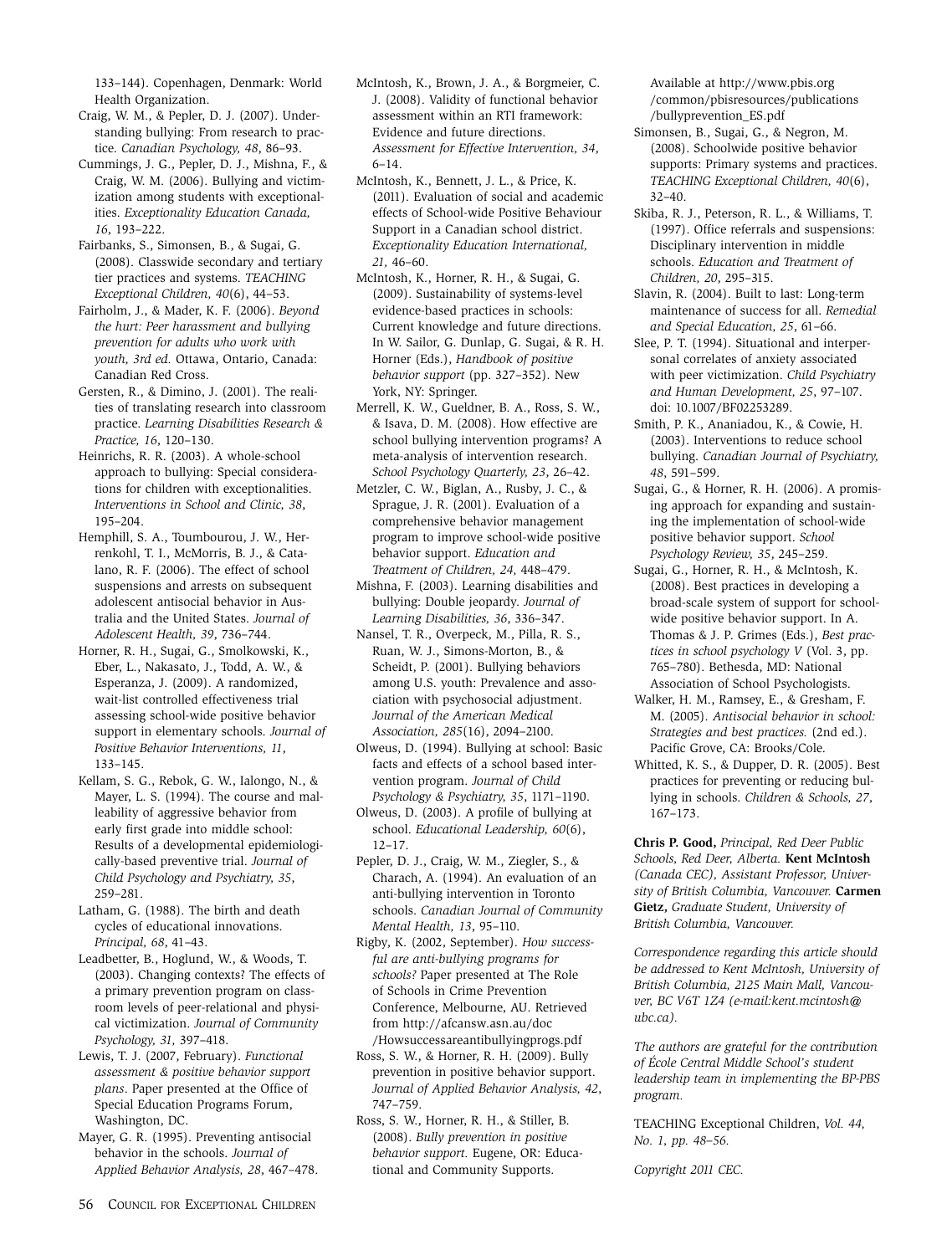133–144). Copenhagen, Denmark: World Health Organization.

Craig, W. M., & Pepler, D. J. (2007). Understanding bullying: From research to practice. *Canadian Psychology, 48*, 86–93.

Cummings, J. G., Pepler, D. J., Mishna, F., & Craig, W. M. (2006). Bullying and victimization among students with exceptionalities. *Exceptionality Education Canada, 16*, 193–222.

Fairbanks, S., Simonsen, B., & Sugai, G. (2008). Classwide secondary and tertiary tier practices and systems. *TEACHING Exceptional Children, 40*(6), 44–53.

Fairholm, J., & Mader, K. F. (2006). *Beyond the hurt: Peer harassment and bullying prevention for adults who work with youth, 3rd ed.* Ottawa, Ontario, Canada: Canadian Red Cross.

Gersten, R., & Dimino, J. (2001). The realities of translating research into classroom practice. *Learning Disabilities Research & Practice, 16*, 120–130.

Heinrichs, R. R. (2003). A whole-school approach to bullying: Special considerations for children with exceptionalities. *Interventions in School and Clinic, 38*, 195–204.

Hemphill, S. A., Toumbourou, J. W., Herrenkohl, T. I., McMorris, B. J., & Catalano, R. F. (2006). The effect of school suspensions and arrests on subsequent adolescent antisocial behavior in Australia and the United States. *Journal of Adolescent Health, 39*, 736–744.

Horner, R. H., Sugai, G., Smolkowski, K., Eber, L., Nakasato, J., Todd, A. W., & Esperanza, J. (2009). A randomized, wait-list controlled effectiveness trial assessing school-wide positive behavior support in elementary schools. *Journal of Positive Behavior Interventions, 11*, 133–145.

Kellam, S. G., Rebok, G. W., Ialongo, N., & Mayer, L. S. (1994). The course and malleability of aggressive behavior from early first grade into middle school: Results of a developmental epidemiologically-based preventive trial. *Journal of Child Psychology and Psychiatry, 35*, 259–281.

Latham, G. (1988). The birth and death cycles of educational innovations. *Principal, 68*, 41–43.

Leadbetter, B., Hoglund, W., & Woods, T. (2003). Changing contexts? The effects of a primary prevention program on classroom levels of peer-relational and physical victimization. *Journal of Community Psychology, 31*, 397–418.

Lewis, T. J. (2007, February). *Functional assessment & positive behavior support plans*. Paper presented at the Office of Special Education Programs Forum, Washington, DC.

Mayer, G. R. (1995). Preventing antisocial behavior in the schools. *Journal of Applied Behavior Analysis, 28*, 467–478.

McIntosh, K., Brown, J. A., & Borgmeier, C. J. (2008). Validity of functional behavior assessment within an RTI framework: Evidence and future directions. *Assessment for Effective Intervention, 34*, 6–14.

McIntosh, K., Bennett, J. L., & Price, K. (2011). Evaluation of social and academic effects of School-wide Positive Behaviour Support in a Canadian school district. *Exceptionality Education International, 21*, 46–60.

McIntosh, K., Horner, R. H., & Sugai, G. (2009). Sustainability of systems-level evidence-based practices in schools: Current knowledge and future directions. In W. Sailor, G. Dunlap, G. Sugai, & R. H. Horner (Eds.), *Handbook of positive behavior support* (pp. 327–352). New York, NY: Springer.

Merrell, K. W., Gueldner, B. A., Ross, S. W., & Isava, D. M. (2008). How effective are school bullying intervention programs? A meta-analysis of intervention research. *School Psychology Quarterly, 23*, 26–42.

Metzler, C. W., Biglan, A., Rusby, J. C., & Sprague, J. R. (2001). Evaluation of a comprehensive behavior management program to improve school-wide positive behavior support. *Education and Treatment of Children, 24*, 448–479.

Mishna, F. (2003). Learning disabilities and bullying: Double jeopardy. *Journal of Learning Disabilities, 36*, 336–347.

Nansel, T. R., Overpeck, M., Pilla, R. S., Ruan, W. J., Simons-Morton, B., & Scheidt, P. (2001). Bullying behaviors among U.S. youth: Prevalence and association with psychosocial adjustment. *Journal of the American Medical Association, 285*(16), 2094–2100.

Olweus, D. (1994). Bullying at school: Basic facts and effects of a school based intervention program. *Journal of Child Psychology & Psychiatry, 35*, 1171–1190.

Olweus, D. (2003). A profile of bullying at school. *Educational Leadership, 60*(6), 12–17.

Pepler, D. J., Craig, W. M., Ziegler, S., & Charach, A. (1994). An evaluation of an anti-bullying intervention in Toronto schools. *Canadian Journal of Community Mental Health, 13*, 95–110.

Rigby, K. (2002, September). *How successful are anti-bullying programs for schools?* Paper presented at The Role of Schools in Crime Prevention Conference, Melbourne, AU. Retrieved from http://afcansw.asn.au/doc/Howsuccessareantibullyingprogs.pdf

Ross, S. W., & Horner, R. H. (2009). Bully prevention in positive behavior support. *Journal of Applied Behavior Analysis, 42*, 747–759.

Ross, S. W., Horner, R. H., & Stiller, B. (2008). *Bully prevention in positive behavior support.* Eugene, OR: Educational and Community Supports. Available at http://www.pbis.org/common/pbisresources/publications/bullyprevention_ES.pdf

Simonsen, B., Sugai, G., & Negron, M. (2008). Schoolwide positive behavior supports: Primary systems and practices. *TEACHING Exceptional Children, 40*(6), 32–40.

Skiba, R. J., Peterson, R. L., & Williams, T. (1997). Office referrals and suspensions: Disciplinary intervention in middle schools. *Education and Treatment of Children, 20*, 295–315.

Slavin, R. (2004). Built to last: Long-term maintenance of success for all. *Remedial and Special Education, 25*, 61–66.

Slee, P. T. (1994). Situational and interpersonal correlates of anxiety associated with peer victimization. *Child Psychiatry and Human Development, 25*, 97–107. doi: 10.1007/BF02253289.

Smith, P. K., Ananiadou, K., & Cowie, H. (2003). Interventions to reduce school bullying. *Canadian Journal of Psychiatry, 48*, 591–599.

Sugai, G., & Horner, R. H. (2006). A promising approach for expanding and sustaining the implementation of school-wide positive behavior support. *School Psychology Review, 35*, 245–259.

Sugai, G., Horner, R. H., & McIntosh, K. (2008). Best practices in developing a broad-scale system of support for school-wide positive behavior support. In A. Thomas & J. P. Grimes (Eds.), *Best practices in school psychology V* (Vol. 3, pp. 765–780). Bethesda, MD: National Association of School Psychologists.

Walker, H. M., Ramsey, E., & Gresham, F. M. (2005). *Antisocial behavior in school: Strategies and best practices.* (2nd ed.). Pacific Grove, CA: Brooks/Cole.

Whitted, K. S., & Dupper, D. R. (2005). Best practices for preventing or reducing bullying in schools. *Children & Schools, 27*, 167–173.

**Chris P. Good,** *Principal, Red Deer Public Schools, Red Deer, Alberta.* **Kent McIntosh** *(Canada CEC), Assistant Professor, University of British Columbia, Vancouver.* **Carmen Gietz,** *Graduate Student, University of British Columbia, Vancouver.*

*Correspondence regarding this article should be addressed to Kent McIntosh, University of British Columbia, 2125 Main Mall, Vancouver, BC V6T 1Z4 (e-mail:kent.mcintosh@ubc.ca).*

*The authors are grateful for the contribution of École Central Middle School's student leadership team in implementing the BP-PBS program.*

TEACHING Exceptional Children, *Vol. 44, No. 1, pp. 48–56.*

*Copyright 2011 CEC.*